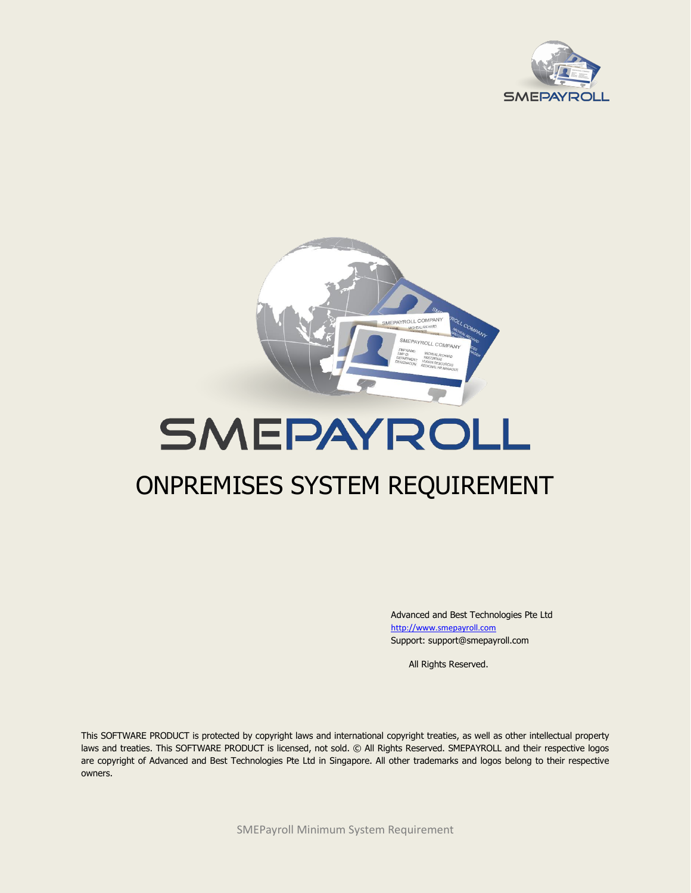# SMEPAYROLL

## ONPREMISES SYSTEM REQUIREMENT

Advanced and Best Technologies Pte Ltd
http://www.smepayroll.com
Support: support@smepayroll.com

All Rights Reserved.

This SOFTWARE PRODUCT is protected by copyright laws and international copyright treaties, as well as other intellectual property laws and treaties. This SOFTWARE PRODUCT is licensed, not sold. © All Rights Reserved. SMEPAYROLL and their respective logos are copyright of Advanced and Best Technologies Pte Ltd in Singapore. All other trademarks and logos belong to their respective owners.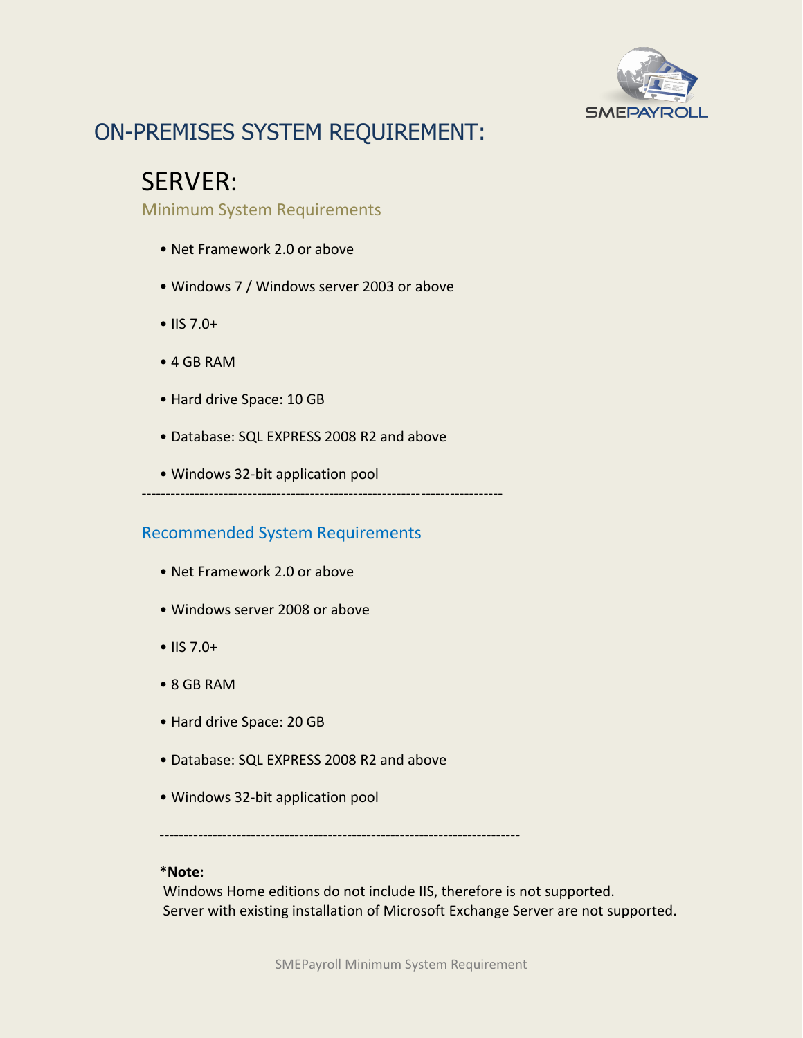# ON-PREMISES SYSTEM REQUIREMENT:

## SERVER:

### Minimum System Requirements

- Net Framework 2.0 or above
- Windows 7 / Windows server 2003 or above
- IIS 7.0+
- 4 GB RAM
- Hard drive Space: 10 GB
- Database: SQL EXPRESS 2008 R2 and above
- Windows 32-bit application pool

---

### Recommended System Requirements

- Net Framework 2.0 or above
- Windows server 2008 or above
- IIS 7.0+
- 8 GB RAM
- Hard drive Space: 20 GB
- Database: SQL EXPRESS 2008 R2 and above
- Windows 32-bit application pool

---

**\*Note:**

Windows Home editions do not include IIS, therefore is not supported.
Server with existing installation of Microsoft Exchange Server are not supported.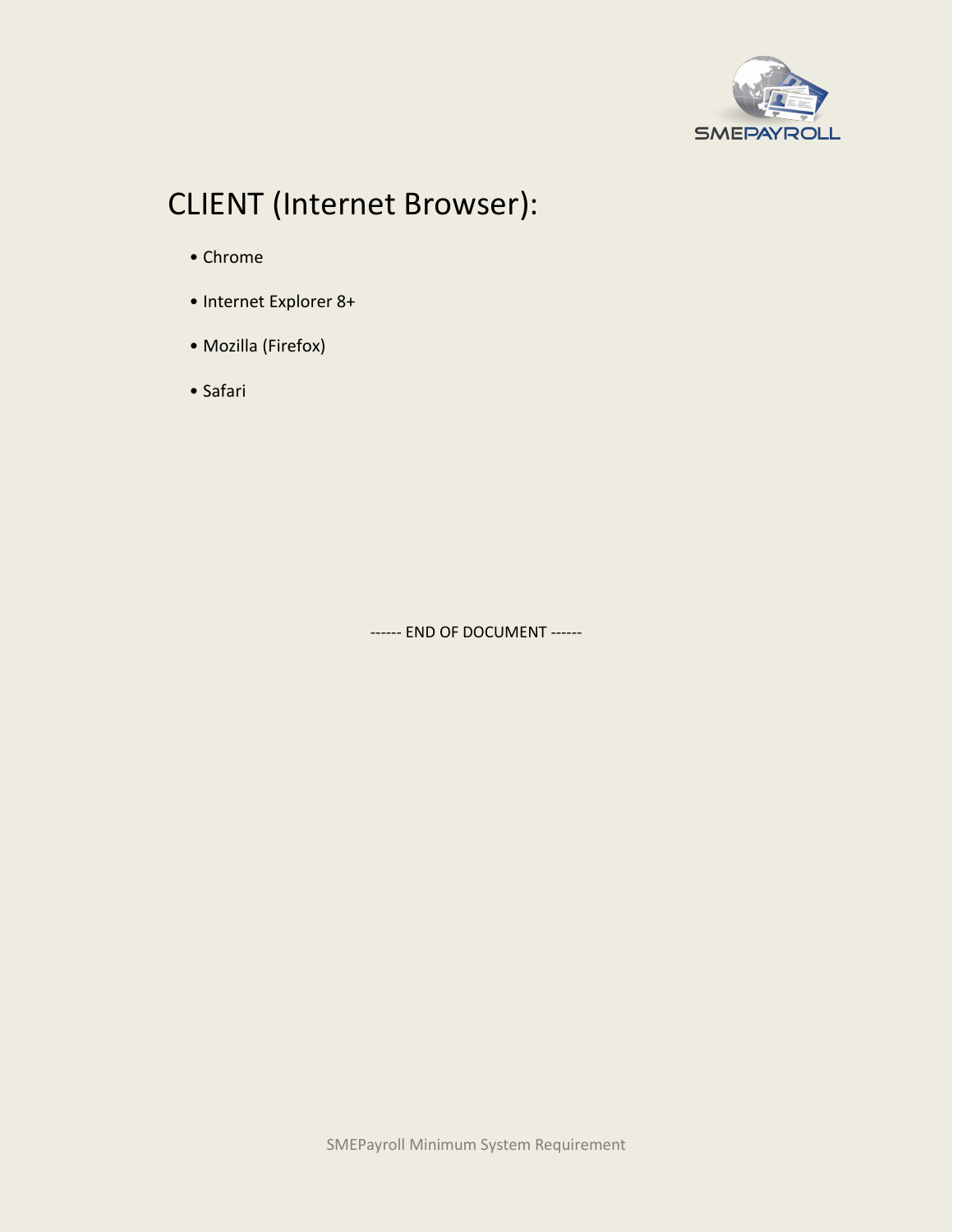# CLIENT (Internet Browser):

- Chrome
- Internet Explorer 8+
- Mozilla (Firefox)
- Safari

------ END OF DOCUMENT ------